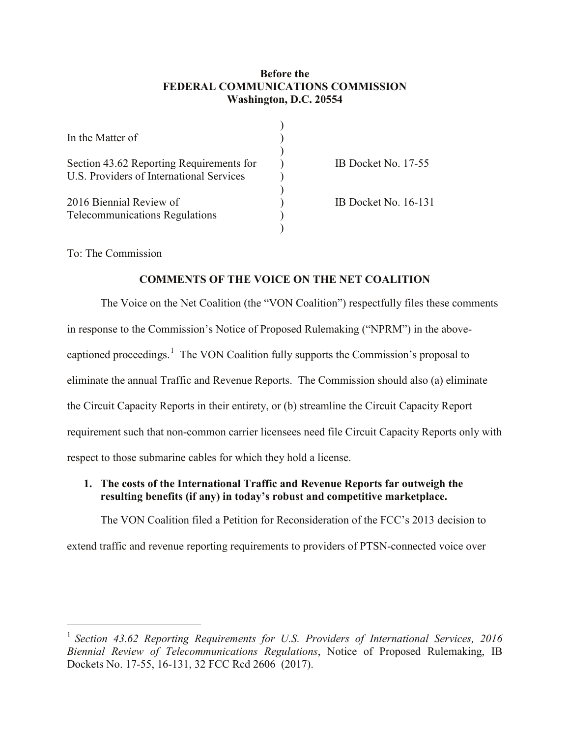**Before the**
**FEDERAL COMMUNICATIONS COMMISSION**
**Washington, D.C. 20554**

| | | |
|---|---|---|
| In the Matter of | ) | |
| Section 43.62 Reporting Requirements for U.S. Providers of International Services | ) | IB Docket No. 17-55 |
| 2016 Biennial Review of Telecommunications Regulations | ) | IB Docket No. 16-131 |

To: The Commission

**COMMENTS OF THE VOICE ON THE NET COALITION**

The Voice on the Net Coalition (the "VON Coalition") respectfully files these comments in response to the Commission's Notice of Proposed Rulemaking ("NPRM") in the above-captioned proceedings.[1] The VON Coalition fully supports the Commission's proposal to eliminate the annual Traffic and Revenue Reports. The Commission should also (a) eliminate the Circuit Capacity Reports in their entirety, or (b) streamline the Circuit Capacity Report requirement such that non-common carrier licensees need file Circuit Capacity Reports only with respect to those submarine cables for which they hold a license.

**1. The costs of the International Traffic and Revenue Reports far outweigh the resulting benefits (if any) in today's robust and competitive marketplace.**

The VON Coalition filed a Petition for Reconsideration of the FCC's 2013 decision to extend traffic and revenue reporting requirements to providers of PTSN-connected voice over

---

[1] *Section 43.62 Reporting Requirements for U.S. Providers of International Services, 2016 Biennial Review of Telecommunications Regulations*, Notice of Proposed Rulemaking, IB Dockets No. 17-55, 16-131, 32 FCC Rcd 2606 (2017).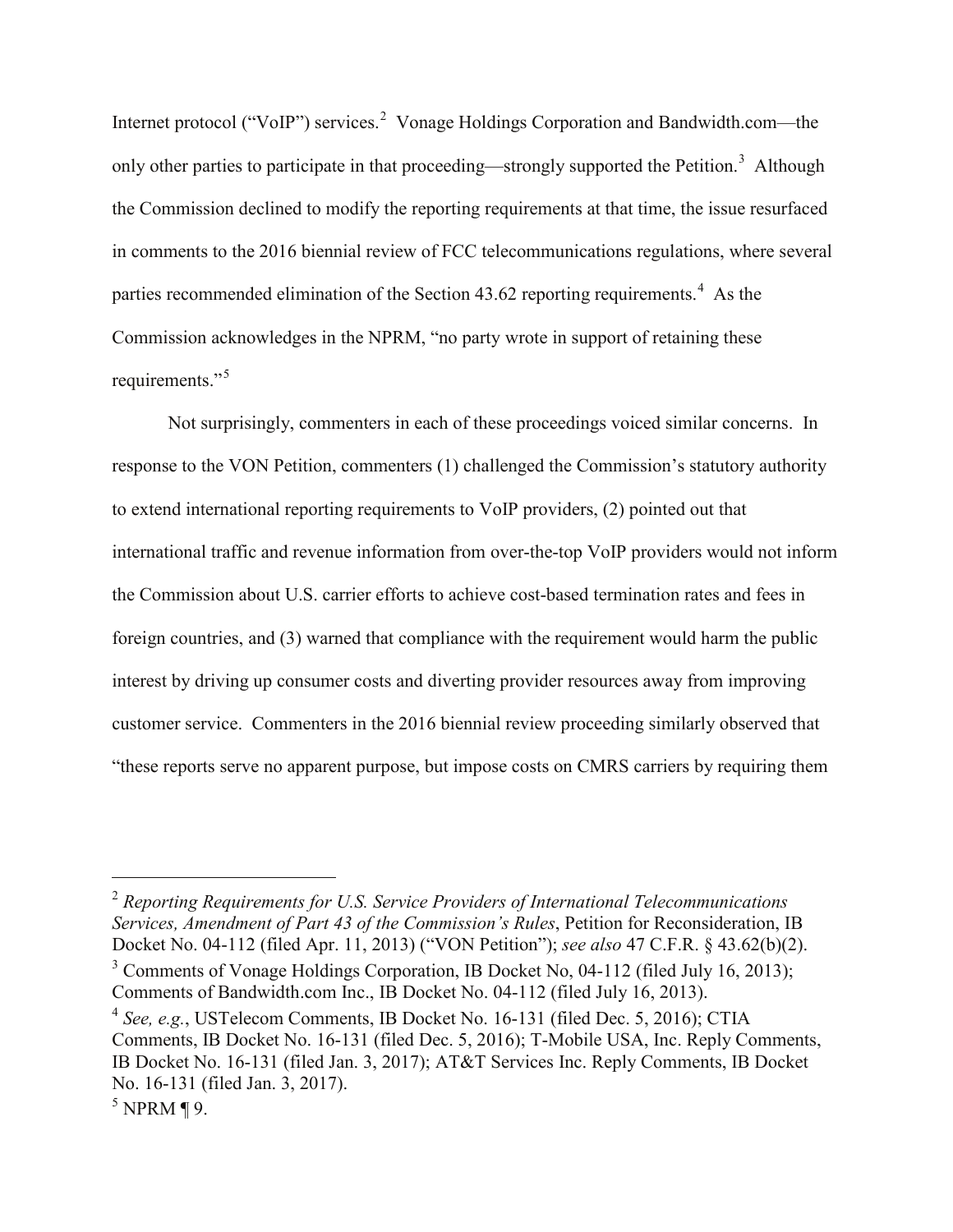Internet protocol ("VoIP") services.[2] Vonage Holdings Corporation and Bandwidth.com—the only other parties to participate in that proceeding—strongly supported the Petition.[3] Although the Commission declined to modify the reporting requirements at that time, the issue resurfaced in comments to the 2016 biennial review of FCC telecommunications regulations, where several parties recommended elimination of the Section 43.62 reporting requirements.[4] As the Commission acknowledges in the NPRM, "no party wrote in support of retaining these requirements."[5]

Not surprisingly, commenters in each of these proceedings voiced similar concerns. In response to the VON Petition, commenters (1) challenged the Commission's statutory authority to extend international reporting requirements to VoIP providers, (2) pointed out that international traffic and revenue information from over-the-top VoIP providers would not inform the Commission about U.S. carrier efforts to achieve cost-based termination rates and fees in foreign countries, and (3) warned that compliance with the requirement would harm the public interest by driving up consumer costs and diverting provider resources away from improving customer service. Commenters in the 2016 biennial review proceeding similarly observed that "these reports serve no apparent purpose, but impose costs on CMRS carriers by requiring them

---

[2] *Reporting Requirements for U.S. Service Providers of International Telecommunications Services, Amendment of Part 43 of the Commission's Rules*, Petition for Reconsideration, IB Docket No. 04-112 (filed Apr. 11, 2013) ("VON Petition"); *see also* 47 C.F.R. § 43.62(b)(2).

[3] Comments of Vonage Holdings Corporation, IB Docket No, 04-112 (filed July 16, 2013); Comments of Bandwidth.com Inc., IB Docket No. 04-112 (filed July 16, 2013).

[4] *See, e.g.*, USTelecom Comments, IB Docket No. 16-131 (filed Dec. 5, 2016); CTIA Comments, IB Docket No. 16-131 (filed Dec. 5, 2016); T-Mobile USA, Inc. Reply Comments, IB Docket No. 16-131 (filed Jan. 3, 2017); AT&T Services Inc. Reply Comments, IB Docket No. 16-131 (filed Jan. 3, 2017).

[5] NPRM ¶ 9.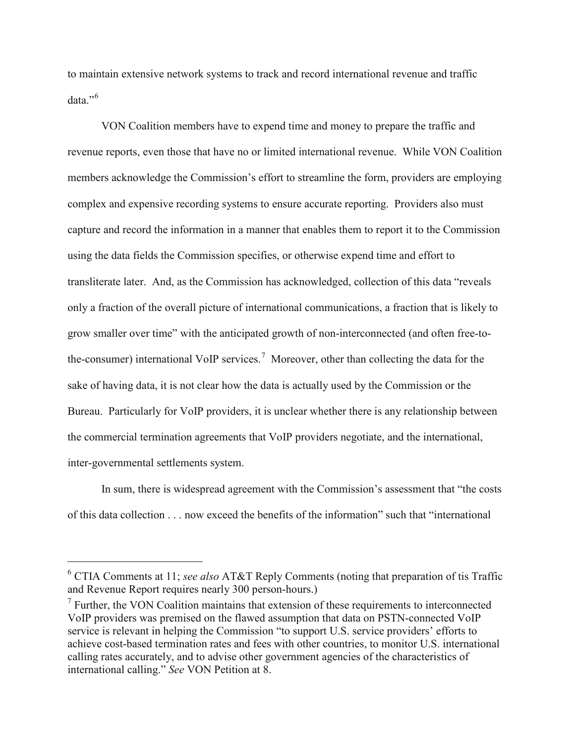to maintain extensive network systems to track and record international revenue and traffic data."[6]

VON Coalition members have to expend time and money to prepare the traffic and revenue reports, even those that have no or limited international revenue. While VON Coalition members acknowledge the Commission's effort to streamline the form, providers are employing complex and expensive recording systems to ensure accurate reporting. Providers also must capture and record the information in a manner that enables them to report it to the Commission using the data fields the Commission specifies, or otherwise expend time and effort to transliterate later. And, as the Commission has acknowledged, collection of this data "reveals only a fraction of the overall picture of international communications, a fraction that is likely to grow smaller over time" with the anticipated growth of non-interconnected (and often free-to-the-consumer) international VoIP services.[7] Moreover, other than collecting the data for the sake of having data, it is not clear how the data is actually used by the Commission or the Bureau. Particularly for VoIP providers, it is unclear whether there is any relationship between the commercial termination agreements that VoIP providers negotiate, and the international, inter-governmental settlements system.

In sum, there is widespread agreement with the Commission's assessment that "the costs of this data collection . . . now exceed the benefits of the information" such that "international

---

[6] CTIA Comments at 11; *see also* AT&T Reply Comments (noting that preparation of tis Traffic and Revenue Report requires nearly 300 person-hours.)

[7] Further, the VON Coalition maintains that extension of these requirements to interconnected VoIP providers was premised on the flawed assumption that data on PSTN-connected VoIP service is relevant in helping the Commission "to support U.S. service providers' efforts to achieve cost-based termination rates and fees with other countries, to monitor U.S. international calling rates accurately, and to advise other government agencies of the characteristics of international calling." *See* VON Petition at 8.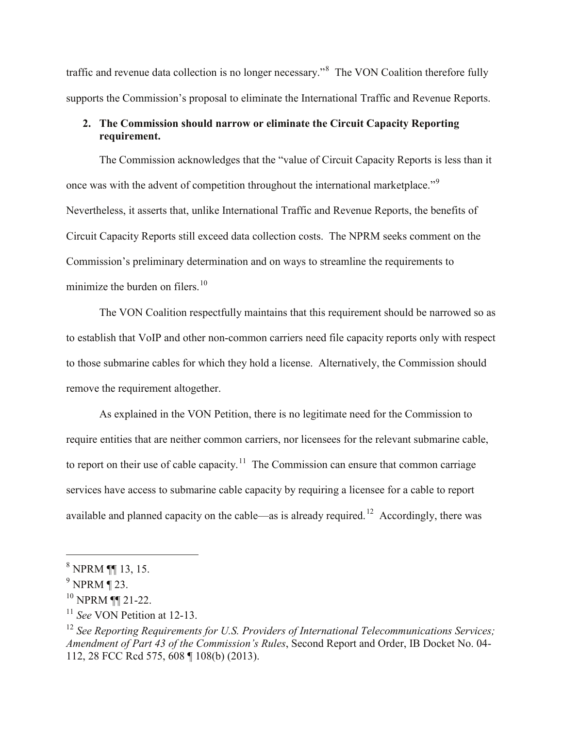traffic and revenue data collection is no longer necessary."[8] The VON Coalition therefore fully supports the Commission's proposal to eliminate the International Traffic and Revenue Reports.

**2. The Commission should narrow or eliminate the Circuit Capacity Reporting requirement.**

The Commission acknowledges that the "value of Circuit Capacity Reports is less than it once was with the advent of competition throughout the international marketplace."[9] Nevertheless, it asserts that, unlike International Traffic and Revenue Reports, the benefits of Circuit Capacity Reports still exceed data collection costs. The NPRM seeks comment on the Commission's preliminary determination and on ways to streamline the requirements to minimize the burden on filers.[10]

The VON Coalition respectfully maintains that this requirement should be narrowed so as to establish that VoIP and other non-common carriers need file capacity reports only with respect to those submarine cables for which they hold a license. Alternatively, the Commission should remove the requirement altogether.

As explained in the VON Petition, there is no legitimate need for the Commission to require entities that are neither common carriers, nor licensees for the relevant submarine cable, to report on their use of cable capacity.[11] The Commission can ensure that common carriage services have access to submarine cable capacity by requiring a licensee for a cable to report available and planned capacity on the cable—as is already required.[12] Accordingly, there was

---

[8] NPRM ¶¶ 13, 15.

[9] NPRM ¶ 23.

[10] NPRM ¶¶ 21-22.

[11] *See* VON Petition at 12-13.

[12] *See Reporting Requirements for U.S. Providers of International Telecommunications Services; Amendment of Part 43 of the Commission's Rules*, Second Report and Order, IB Docket No. 04-112, 28 FCC Rcd 575, 608 ¶ 108(b) (2013).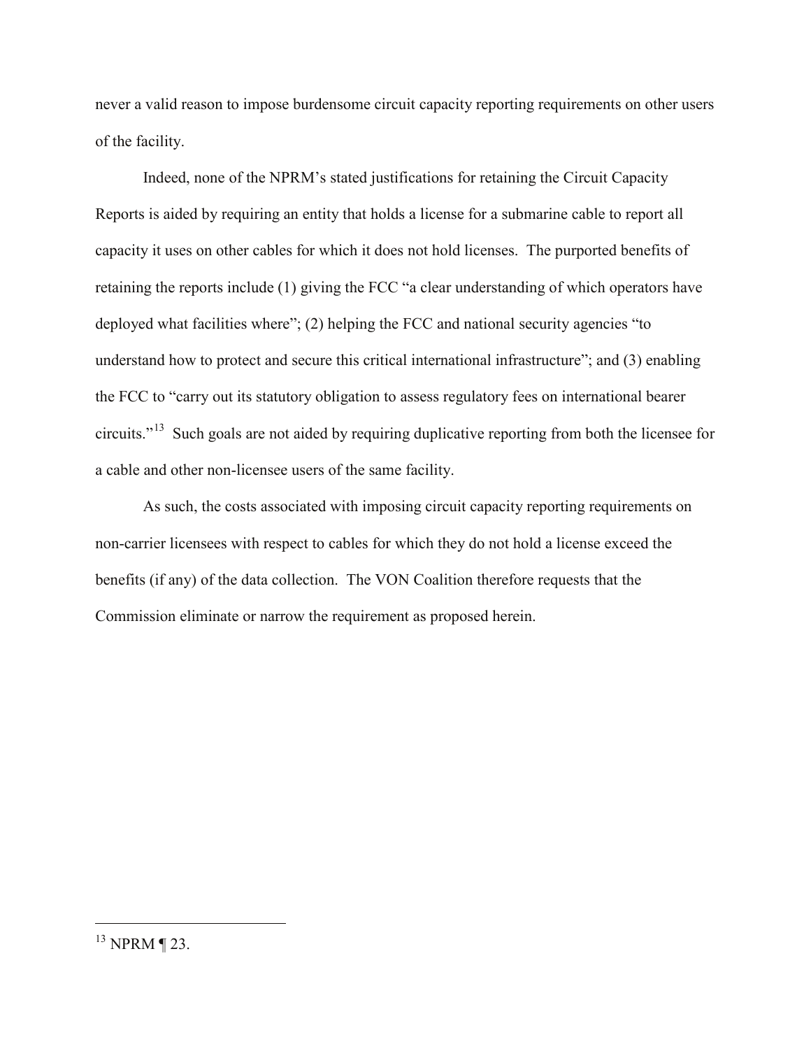never a valid reason to impose burdensome circuit capacity reporting requirements on other users of the facility.

Indeed, none of the NPRM's stated justifications for retaining the Circuit Capacity Reports is aided by requiring an entity that holds a license for a submarine cable to report all capacity it uses on other cables for which it does not hold licenses. The purported benefits of retaining the reports include (1) giving the FCC "a clear understanding of which operators have deployed what facilities where"; (2) helping the FCC and national security agencies "to understand how to protect and secure this critical international infrastructure"; and (3) enabling the FCC to "carry out its statutory obligation to assess regulatory fees on international bearer circuits."[13] Such goals are not aided by requiring duplicative reporting from both the licensee for a cable and other non-licensee users of the same facility.

As such, the costs associated with imposing circuit capacity reporting requirements on non-carrier licensees with respect to cables for which they do not hold a license exceed the benefits (if any) of the data collection. The VON Coalition therefore requests that the Commission eliminate or narrow the requirement as proposed herein.

---

[13] NPRM ¶ 23.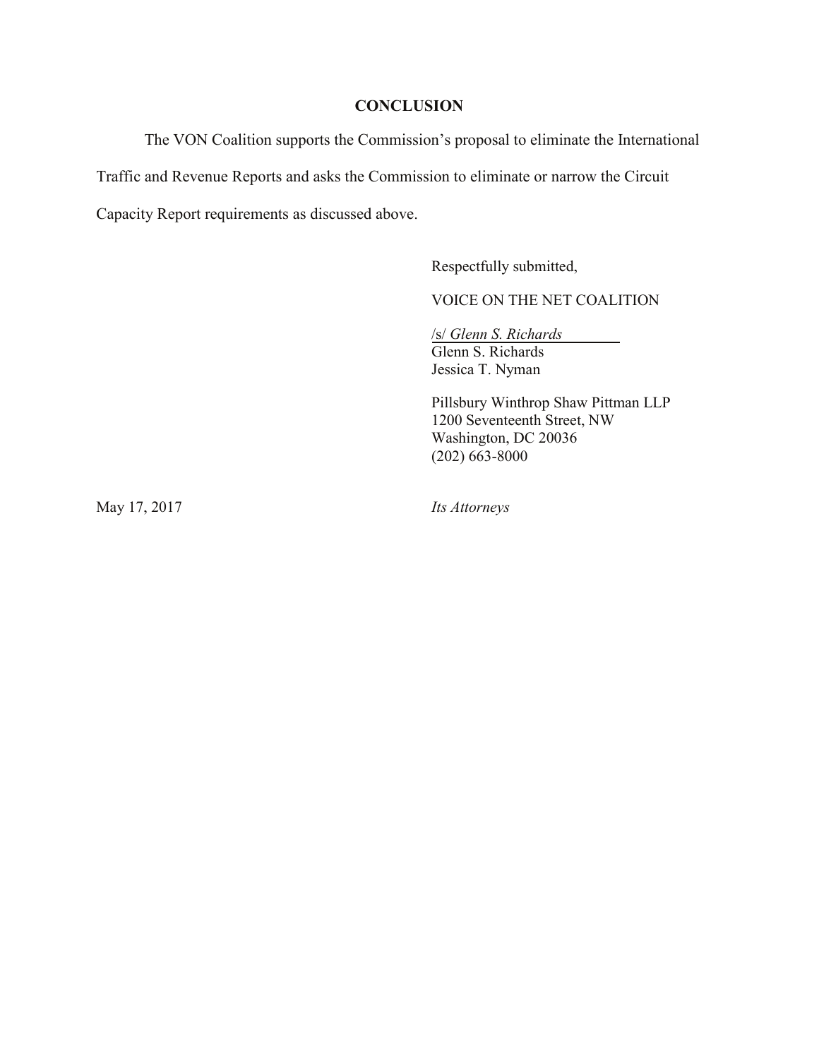## CONCLUSION

The VON Coalition supports the Commission's proposal to eliminate the International Traffic and Revenue Reports and asks the Commission to eliminate or narrow the Circuit Capacity Report requirements as discussed above.

Respectfully submitted,

VOICE ON THE NET COALITION

/s/ *Glenn S. Richards*
Glenn S. Richards
Jessica T. Nyman

Pillsbury Winthrop Shaw Pittman LLP
1200 Seventeenth Street, NW
Washington, DC 20036
(202) 663-8000

May 17, 2017

*Its Attorneys*